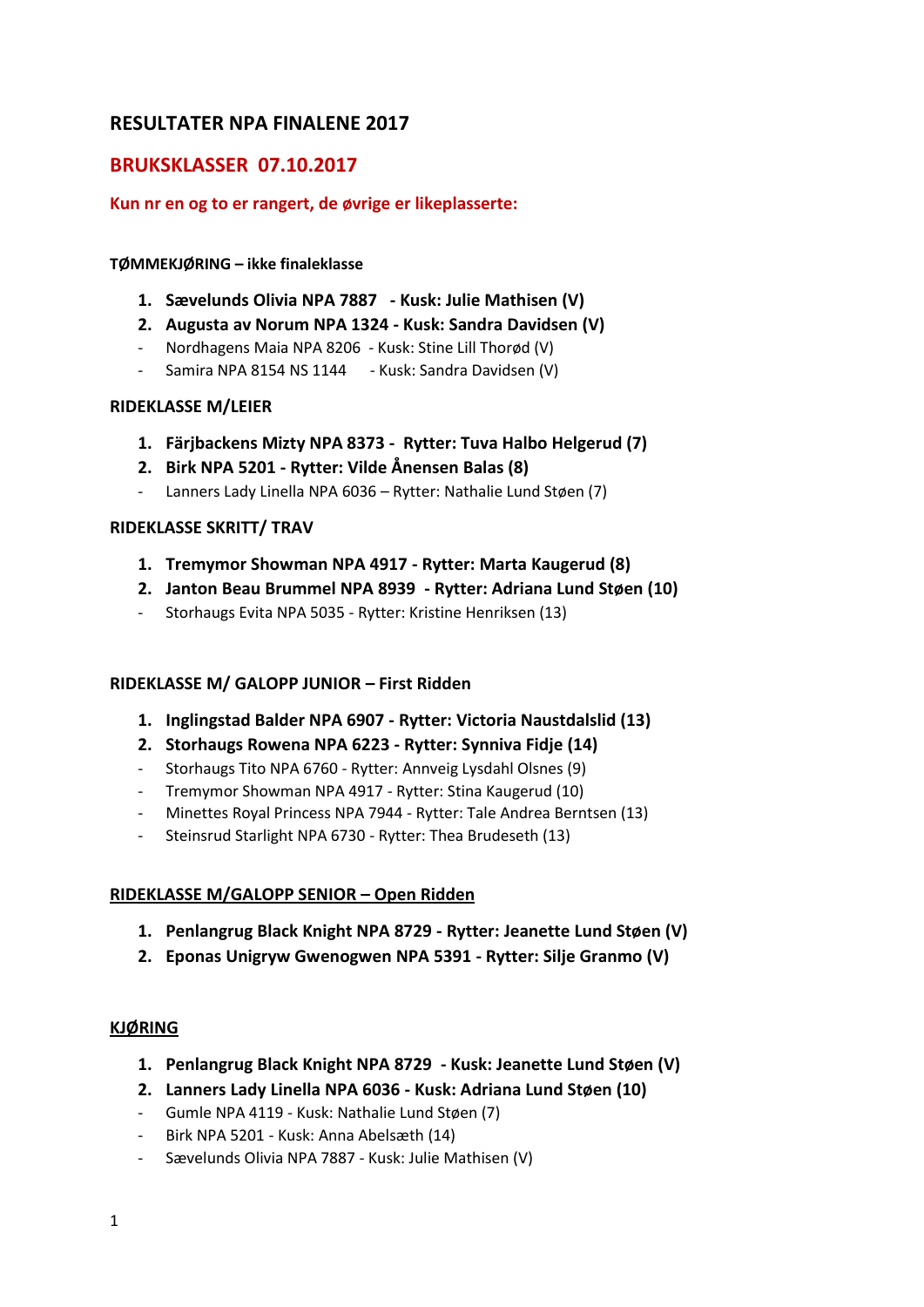## RESULTATER NPA FINALENE 2017

## BRUKSKLASSER 07.10.2017

**Kun nr en og to er rangert, de øvrige er likeplasserte:**

**TØMMEKJØRING – ikke finaleklasse**

1. **Sævelunds Olivia NPA 7887 - Kusk: Julie Mathisen (V)**
2. **Augusta av Norum NPA 1324 - Kusk: Sandra Davidsen (V)**

- Nordhagens Maia NPA 8206 - Kusk: Stine Lill Thorød (V)
- Samira NPA 8154 NS 1144 - Kusk: Sandra Davidsen (V)

**RIDEKLASSE M/LEIER**

1. **Färjbackens Mizty NPA 8373 - Rytter: Tuva Halbo Helgerud (7)**
2. **Birk NPA 5201 - Rytter: Vilde Ånensen Balas (8)**

- Lanners Lady Linella NPA 6036 – Rytter: Nathalie Lund Støen (7)

**RIDEKLASSE SKRITT/ TRAV**

1. **Tremymor Showman NPA 4917 - Rytter: Marta Kaugerud (8)**
2. **Janton Beau Brummel NPA 8939 - Rytter: Adriana Lund Støen (10)**

- Storhaugs Evita NPA 5035 - Rytter: Kristine Henriksen (13)

**RIDEKLASSE M/ GALOPP JUNIOR – First Ridden**

1. **Inglingstad Balder NPA 6907 - Rytter: Victoria Naustdalslid (13)**
2. **Storhaugs Rowena NPA 6223 - Rytter: Synniva Fidje (14)**

- Storhaugs Tito NPA 6760 - Rytter: Annveig Lysdahl Olsnes (9)
- Tremymor Showman NPA 4917 - Rytter: Stina Kaugerud (10)
- Minettes Royal Princess NPA 7944 - Rytter: Tale Andrea Berntsen (13)
- Steinsrud Starlight NPA 6730 - Rytter: Thea Brudeseth (13)

**RIDEKLASSE M/GALOPP SENIOR – Open Ridden**

1. **Penlangrug Black Knight NPA 8729 - Rytter: Jeanette Lund Støen (V)**
2. **Eponas Unigryw Gwenogwen NPA 5391 - Rytter: Silje Granmo (V)**

**KJØRING**

1. **Penlangrug Black Knight NPA 8729 - Kusk: Jeanette Lund Støen (V)**
2. **Lanners Lady Linella NPA 6036 - Kusk: Adriana Lund Støen (10)**

- Gumle NPA 4119 - Kusk: Nathalie Lund Støen (7)
- Birk NPA 5201 - Kusk: Anna Abelsæth (14)
- Sævelunds Olivia NPA 7887 - Kusk: Julie Mathisen (V)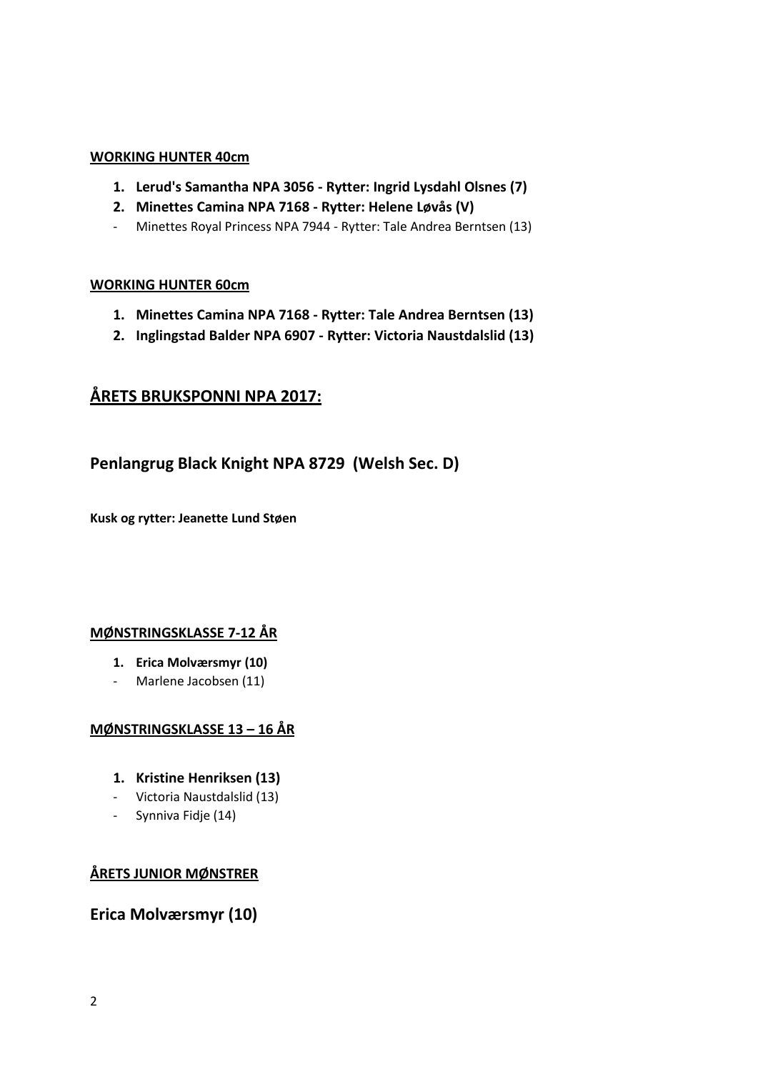**WORKING HUNTER 40cm**

1. **Lerud's Samantha NPA 3056 - Rytter: Ingrid Lysdahl Olsnes (7)**
2. **Minettes Camina NPA 7168 - Rytter: Helene Løvås (V)**

- Minettes Royal Princess NPA 7944 - Rytter: Tale Andrea Berntsen (13)

**WORKING HUNTER 60cm**

1. **Minettes Camina NPA 7168 - Rytter: Tale Andrea Berntsen (13)**
2. **Inglingstad Balder NPA 6907 - Rytter: Victoria Naustdalslid (13)**

## ÅRETS BRUKSPONNI NPA 2017:

### Penlangrug Black Knight NPA 8729 (Welsh Sec. D)

**Kusk og rytter: Jeanette Lund Støen**

**MØNSTRINGSKLASSE 7-12 ÅR**

1. **Erica Molværsmyr (10)**

- Marlene Jacobsen (11)

**MØNSTRINGSKLASSE 13 – 16 ÅR**

1. **Kristine Henriksen (13)**

- Victoria Naustdalslid (13)
- Synniva Fidje (14)

**ÅRETS JUNIOR MØNSTRER**

### Erica Molværsmyr (10)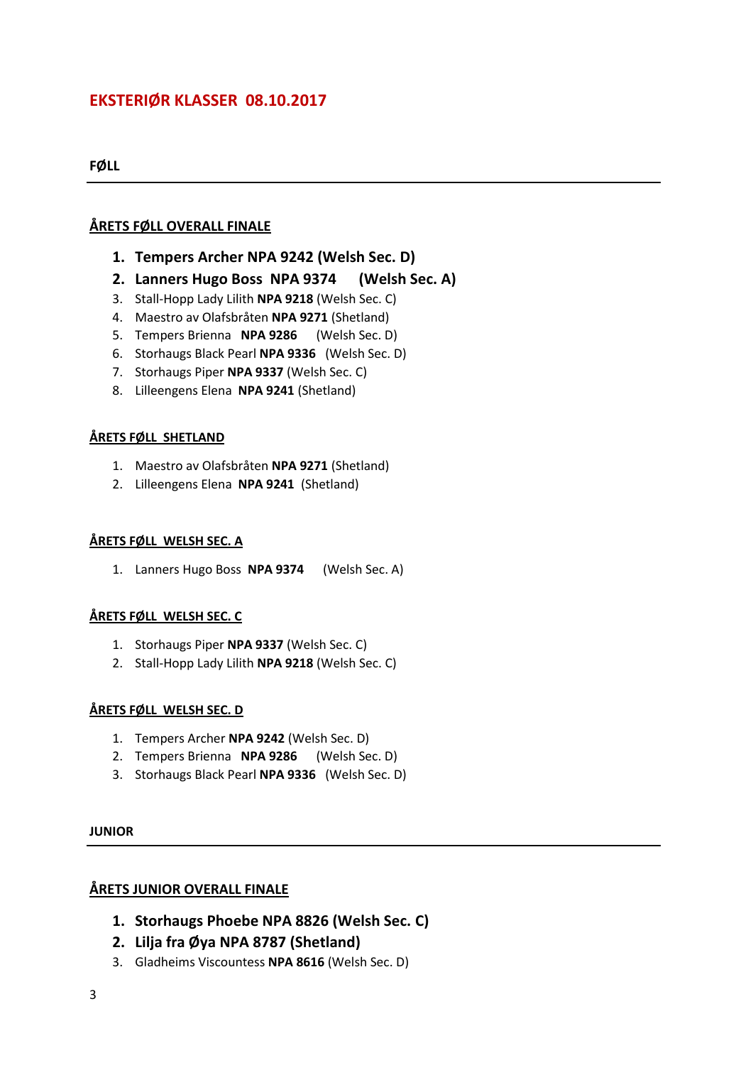# EKSTERIØR KLASSER 08.10.2017

## FØLL

### ÅRETS FØLL OVERALL FINALE

1. **Tempers Archer NPA 9242 (Welsh Sec. D)**
2. **Lanners Hugo Boss NPA 9374 (Welsh Sec. A)**
3. Stall-Hopp Lady Lilith **NPA 9218** (Welsh Sec. C)
4. Maestro av Olafsbråten **NPA 9271** (Shetland)
5. Tempers Brienna **NPA 9286** (Welsh Sec. D)
6. Storhaugs Black Pearl **NPA 9336** (Welsh Sec. D)
7. Storhaugs Piper **NPA 9337** (Welsh Sec. C)
8. Lilleengens Elena **NPA 9241** (Shetland)

### ÅRETS FØLL SHETLAND

1. Maestro av Olafsbråten **NPA 9271** (Shetland)
2. Lilleengens Elena **NPA 9241** (Shetland)

### ÅRETS FØLL WELSH SEC. A

1. Lanners Hugo Boss **NPA 9374** (Welsh Sec. A)

### ÅRETS FØLL WELSH SEC. C

1. Storhaugs Piper **NPA 9337** (Welsh Sec. C)
2. Stall-Hopp Lady Lilith **NPA 9218** (Welsh Sec. C)

### ÅRETS FØLL WELSH SEC. D

1. Tempers Archer **NPA 9242** (Welsh Sec. D)
2. Tempers Brienna **NPA 9286** (Welsh Sec. D)
3. Storhaugs Black Pearl **NPA 9336** (Welsh Sec. D)

## JUNIOR

### ÅRETS JUNIOR OVERALL FINALE

1. **Storhaugs Phoebe NPA 8826 (Welsh Sec. C)**
2. **Lilja fra Øya NPA 8787 (Shetland)**
3. Gladheims Viscountess **NPA 8616** (Welsh Sec. D)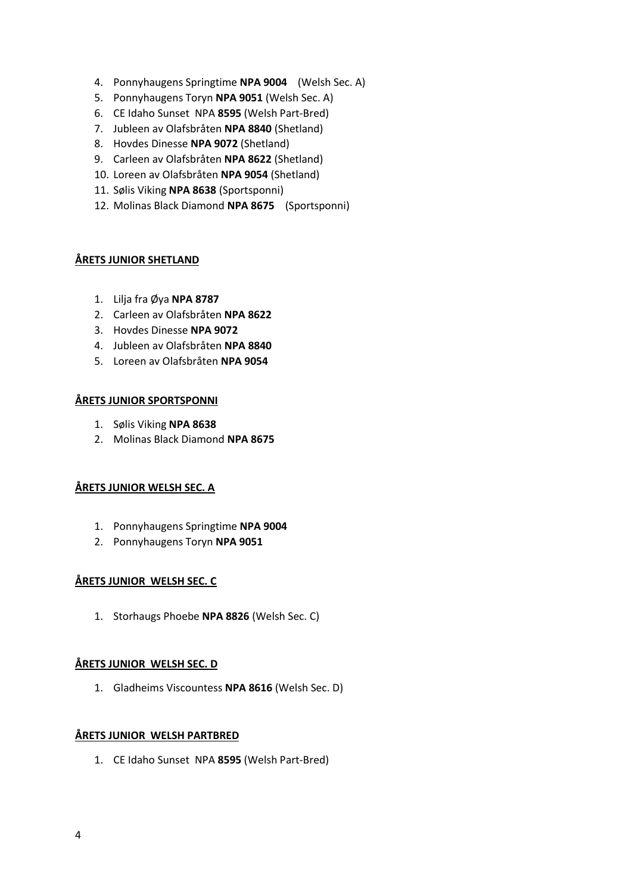4. Ponnyhaugens Springtime **NPA 9004** (Welsh Sec. A)
5. Ponnyhaugens Toryn **NPA 9051** (Welsh Sec. A)
6. CE Idaho Sunset NPA **8595** (Welsh Part-Bred)
7. Jubleen av Olafsbråten **NPA 8840** (Shetland)
8. Hovdes Dinesse **NPA 9072** (Shetland)
9. Carleen av Olafsbråten **NPA 8622** (Shetland)
10. Loreen av Olafsbråten **NPA 9054** (Shetland)
11. Sølis Viking **NPA 8638** (Sportsponni)
12. Molinas Black Diamond **NPA 8675** (Sportsponni)

**ÅRETS JUNIOR SHETLAND**

1. Lilja fra Øya **NPA 8787**
2. Carleen av Olafsbråten **NPA 8622**
3. Hovdes Dinesse **NPA 9072**
4. Jubleen av Olafsbråten **NPA 8840**
5. Loreen av Olafsbråten **NPA 9054**

**ÅRETS JUNIOR SPORTSPONNI**

1. Sølis Viking **NPA 8638**
2. Molinas Black Diamond **NPA 8675**

**ÅRETS JUNIOR WELSH SEC. A**

1. Ponnyhaugens Springtime **NPA 9004**
2. Ponnyhaugens Toryn **NPA 9051**

**ÅRETS JUNIOR WELSH SEC. C**

1. Storhaugs Phoebe **NPA 8826** (Welsh Sec. C)

**ÅRETS JUNIOR WELSH SEC. D**

1. Gladheims Viscountess **NPA 8616** (Welsh Sec. D)

**ÅRETS JUNIOR WELSH PARTBRED**

1. CE Idaho Sunset NPA **8595** (Welsh Part-Bred)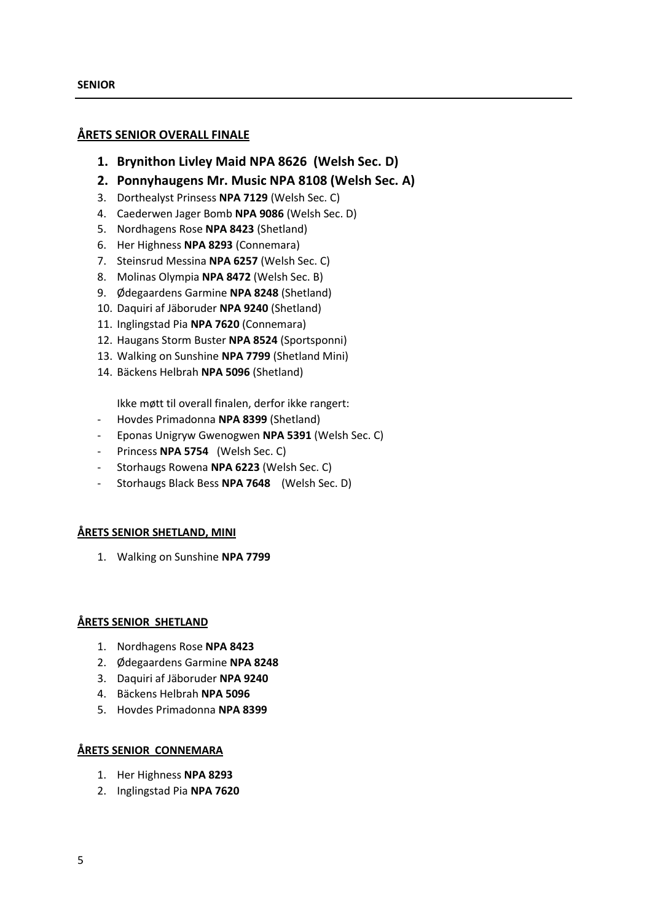**SENIOR**

---

## ÅRETS SENIOR OVERALL FINALE

1. **Brynithon Livley Maid NPA 8626 (Welsh Sec. D)**
2. **Ponnyhaugens Mr. Music NPA 8108 (Welsh Sec. A)**
3. Dorthealyst Prinsess **NPA 7129** (Welsh Sec. C)
4. Caederwen Jager Bomb **NPA 9086** (Welsh Sec. D)
5. Nordhagens Rose **NPA 8423** (Shetland)
6. Her Highness **NPA 8293** (Connemara)
7. Steinsrud Messina **NPA 6257** (Welsh Sec. C)
8. Molinas Olympia **NPA 8472** (Welsh Sec. B)
9. Ødegaardens Garmine **NPA 8248** (Shetland)
10. Daquiri af Jäboruder **NPA 9240** (Shetland)
11. Inglingstad Pia **NPA 7620** (Connemara)
12. Haugans Storm Buster **NPA 8524** (Sportsponni)
13. Walking on Sunshine **NPA 7799** (Shetland Mini)
14. Bäckens Helbrah **NPA 5096** (Shetland)

Ikke møtt til overall finalen, derfor ikke rangert:

- Hovdes Primadonna **NPA 8399** (Shetland)
- Eponas Unigryw Gwenogwen **NPA 5391** (Welsh Sec. C)
- Princess **NPA 5754** (Welsh Sec. C)
- Storhaugs Rowena **NPA 6223** (Welsh Sec. C)
- Storhaugs Black Bess **NPA 7648** (Welsh Sec. D)

## ÅRETS SENIOR SHETLAND, MINI

1. Walking on Sunshine **NPA 7799**

## ÅRETS SENIOR SHETLAND

1. Nordhagens Rose **NPA 8423**
2. Ødegaardens Garmine **NPA 8248**
3. Daquiri af Jäboruder **NPA 9240**
4. Bäckens Helbrah **NPA 5096**
5. Hovdes Primadonna **NPA 8399**

## ÅRETS SENIOR CONNEMARA

1. Her Highness **NPA 8293**
2. Inglingstad Pia **NPA 7620**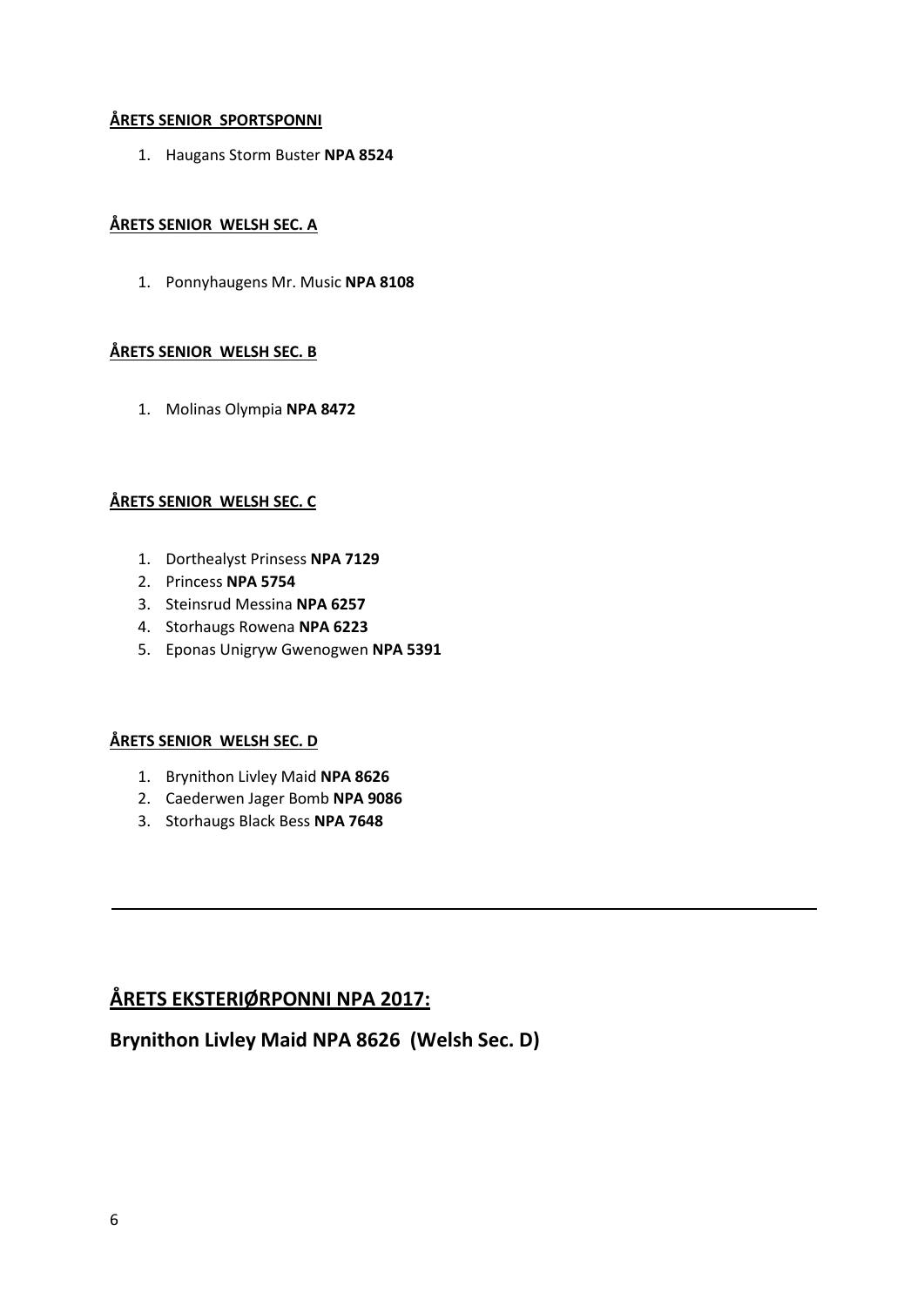**ÅRETS SENIOR SPORTSPONNI**

1. Haugans Storm Buster **NPA 8524**

**ÅRETS SENIOR WELSH SEC. A**

1. Ponnyhaugens Mr. Music **NPA 8108**

**ÅRETS SENIOR WELSH SEC. B**

1. Molinas Olympia **NPA 8472**

**ÅRETS SENIOR WELSH SEC. C**

1. Dorthealyst Prinsess **NPA 7129**
2. Princess **NPA 5754**
3. Steinsrud Messina **NPA 6257**
4. Storhaugs Rowena **NPA 6223**
5. Eponas Unigryw Gwenogwen **NPA 5391**

**ÅRETS SENIOR WELSH SEC. D**

1. Brynithon Livley Maid **NPA 8626**
2. Caederwen Jager Bomb **NPA 9086**
3. Storhaugs Black Bess **NPA 7648**

---

## ÅRETS EKSTERIØRPONNI NPA 2017:

### Brynithon Livley Maid NPA 8626 (Welsh Sec. D)